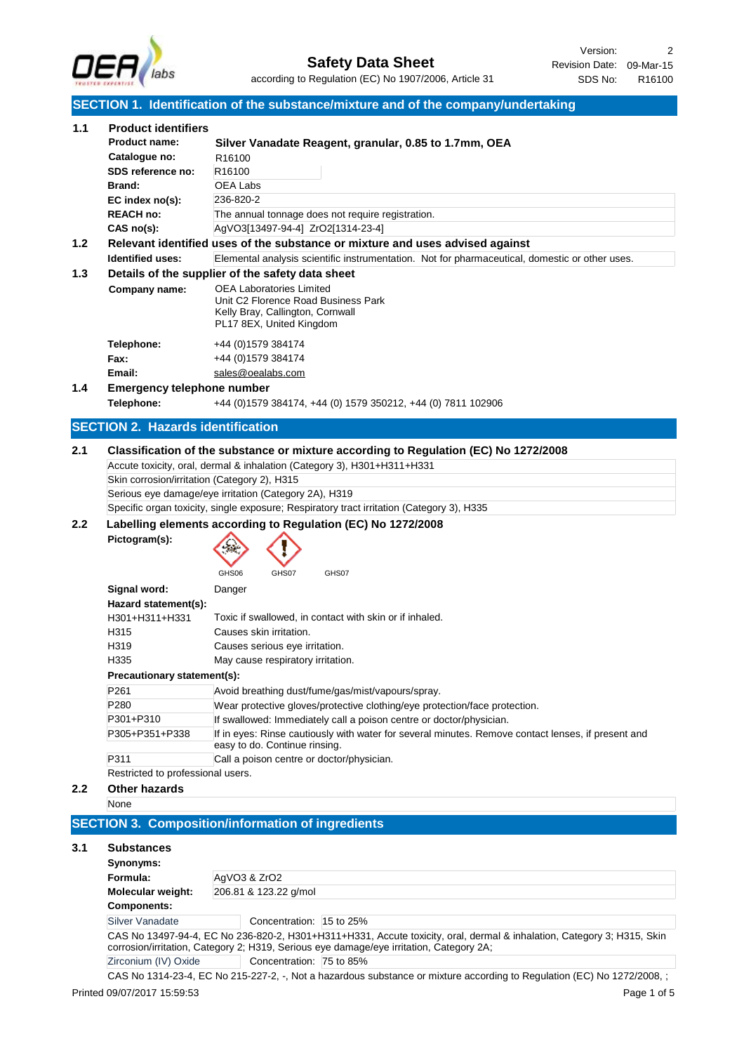# Safety Data Sheet

according to Regulation (EC) No 1907/2006, Article 31

Version: 2
Revision Date: 09-Mar-15
SDS No: R16100

## SECTION 1. Identification of the substance/mixture and of the company/undertaking

### 1.1 Product identifiers

| | |
|---|---|
| **Product name:** | **Silver Vanadate Reagent, granular, 0.85 to 1.7mm, OEA** |
| **Catalogue no:** | R16100 |
| **SDS reference no:** | R16100 |
| **Brand:** | OEA Labs |
| **EC index no(s):** | 236-820-2 |
| **REACH no:** | The annual tonnage does not require registration. |
| **CAS no(s):** | AgVO3[13497-94-4] ZrO2[1314-23-4] |

### 1.2 Relevant identified uses of the substance or mixture and uses advised against

**Identified uses:** Elemental analysis scientific instrumentation. Not for pharmaceutical, domestic or other uses.

### 1.3 Details of the supplier of the safety data sheet

**Company name:** OEA Laboratories Limited
Unit C2 Florence Road Business Park
Kelly Bray, Callington, Cornwall
PL17 8EX, United Kingdom

**Telephone:** +44 (0)1579 384174
**Fax:** +44 (0)1579 384174
**Email:** sales@oealabs.com

### 1.4 Emergency telephone number

**Telephone:** +44 (0)1579 384174, +44 (0) 1579 350212, +44 (0) 7811 102906

## SECTION 2. Hazards identification

### 2.1 Classification of the substance or mixture according to Regulation (EC) No 1272/2008

- Accute toxicity, oral, dermal & inhalation (Category 3), H301+H311+H331
- Skin corrosion/irritation (Category 2), H315
- Serious eye damage/eye irritation (Category 2A), H319
- Specific organ toxicity, single exposure; Respiratory tract irritation (Category 3), H335

### 2.2 Labelling elements according to Regulation (EC) No 1272/2008

**Pictogram(s):** GHS06 GHS07 GHS07

**Signal word:** Danger

**Hazard statement(s):**

| | |
|---|---|
| H301+H311+H331 | Toxic if swallowed, in contact with skin or if inhaled. |
| H315 | Causes skin irritation. |
| H319 | Causes serious eye irritation. |
| H335 | May cause respiratory irritation. |

**Precautionary statement(s):**

| | |
|---|---|
| P261 | Avoid breathing dust/fume/gas/mist/vapours/spray. |
| P280 | Wear protective gloves/protective clothing/eye protection/face protection. |
| P301+P310 | If swallowed: Immediately call a poison centre or doctor/physician. |
| P305+P351+P338 | If in eyes: Rinse cautiously with water for several minutes. Remove contact lenses, if present and easy to do. Continue rinsing. |
| P311 | Call a poison centre or doctor/physician. |

Restricted to professional users.

### 2.2 Other hazards

None

## SECTION 3. Composition/information of ingredients

### 3.1 Substances

**Synonyms:**

**Formula:** AgVO3 & ZrO2

**Molecular weight:** 206.81 & 123.22 g/mol

**Components:**

| Component | Concentration |
|---|---|
| Silver Vanadate | 15 to 25% |

CAS No 13497-94-4, EC No 236-820-2, H301+H311+H331, Accute toxicity, oral, dermal & inhalation, Category 3; H315, Skin corrosion/irritation, Category 2; H319, Serious eye damage/eye irritation, Category 2A;

| Component | Concentration |
|---|---|
| Zirconium (IV) Oxide | 75 to 85% |

CAS No 1314-23-4, EC No 215-227-2, -, Not a hazardous substance or mixture according to Regulation (EC) No 1272/2008, ;

Printed 09/07/2017 15:59:53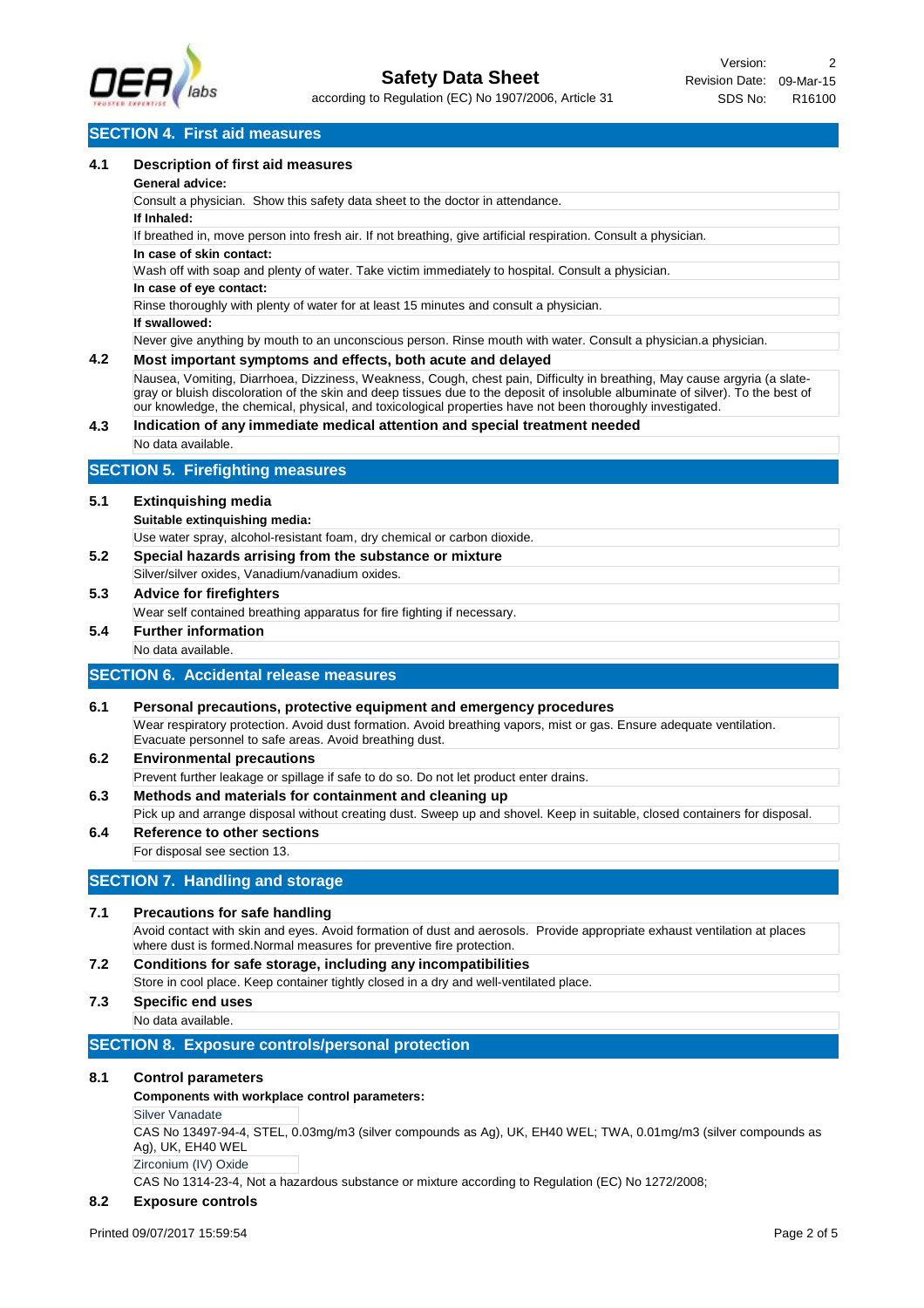## SECTION 4. First aid measures

### 4.1 Description of first aid measures

**General advice:**

Consult a physician. Show this safety data sheet to the doctor in attendance.

**If Inhaled:**

If breathed in, move person into fresh air. If not breathing, give artificial respiration. Consult a physician.

**In case of skin contact:**

Wash off with soap and plenty of water. Take victim immediately to hospital. Consult a physician.

**In case of eye contact:**

Rinse thoroughly with plenty of water for at least 15 minutes and consult a physician.

**If swallowed:**

Never give anything by mouth to an unconscious person. Rinse mouth with water. Consult a physician.a physician.

### 4.2 Most important symptoms and effects, both acute and delayed

Nausea, Vomiting, Diarrhoea, Dizziness, Weakness, Cough, chest pain, Difficulty in breathing, May cause argyria (a slate-gray or bluish discoloration of the skin and deep tissues due to the deposit of insoluble albuminate of silver). To the best of our knowledge, the chemical, physical, and toxicological properties have not been thoroughly investigated.

### 4.3 Indication of any immediate medical attention and special treatment needed

No data available.

## SECTION 5. Firefighting measures

### 5.1 Extinguishing media

**Suitable extinguishing media:**

Use water spray, alcohol-resistant foam, dry chemical or carbon dioxide.

### 5.2 Special hazards arising from the substance or mixture

Silver/silver oxides, Vanadium/vanadium oxides.

### 5.3 Advice for firefighters

Wear self contained breathing apparatus for fire fighting if necessary.

### 5.4 Further information

No data available.

## SECTION 6. Accidental release measures

### 6.1 Personal precautions, protective equipment and emergency procedures

Wear respiratory protection. Avoid dust formation. Avoid breathing vapors, mist or gas. Ensure adequate ventilation. Evacuate personnel to safe areas. Avoid breathing dust.

### 6.2 Environmental precautions

Prevent further leakage or spillage if safe to do so. Do not let product enter drains.

### 6.3 Methods and materials for containment and cleaning up

Pick up and arrange disposal without creating dust. Sweep up and shovel. Keep in suitable, closed containers for disposal.

### 6.4 Reference to other sections

For disposal see section 13.

## SECTION 7. Handling and storage

### 7.1 Precautions for safe handling

Avoid contact with skin and eyes. Avoid formation of dust and aerosols. Provide appropriate exhaust ventilation at places where dust is formed.Normal measures for preventive fire protection.

### 7.2 Conditions for safe storage, including any incompatibilities

Store in cool place. Keep container tightly closed in a dry and well-ventilated place.

### 7.3 Specific end uses

No data available.

## SECTION 8. Exposure controls/personal protection

### 8.1 Control parameters

**Components with workplace control parameters:**

Silver Vanadate

CAS No 13497-94-4, STEL, 0.03mg/m3 (silver compounds as Ag), UK, EH40 WEL; TWA, 0.01mg/m3 (silver compounds as Ag), UK, EH40 WEL

Zirconium (IV) Oxide

CAS No 1314-23-4, Not a hazardous substance or mixture according to Regulation (EC) No 1272/2008;

### 8.2 Exposure controls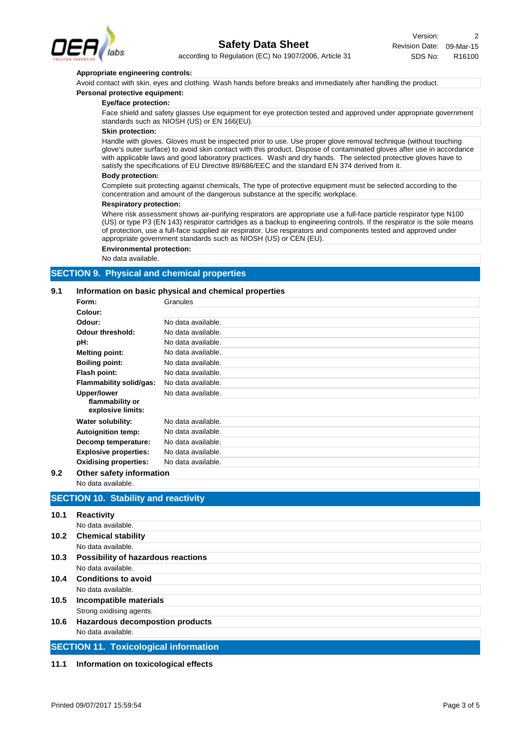**Appropriate engineering controls:**

Avoid contact with skin, eyes and clothing. Wash hands before breaks and immediately after handling the product.

**Personal protective equipment:**

**Eye/face protection:**

Face shield and safety glasses Use equipment for eye protection tested and approved under appropriate government standards such as NIOSH (US) or EN 166(EU).

**Skin protection:**

Handle with gloves. Gloves must be inspected prior to use. Use proper glove removal technique (without touching glove's outer surface) to avoid skin contact with this product. Dispose of contaminated gloves after use in accordance with applicable laws and good laboratory practices. Wash and dry hands. The selected protective gloves have to satisfy the specifications of EU Directive 89/686/EEC and the standard EN 374 derived from it.

**Body protection:**

Complete suit protecting against chemicals, The type of protective equipment must be selected according to the concentration and amount of the dangerous substance at the specific workplace.

**Respiratory protection:**

Where risk assessment shows air-purifying respirators are appropriate use a full-face particle respirator type N100 (US) or type P3 (EN 143) respirator cartridges as a backup to engineering controls. If the respirator is the sole means of protection, use a full-face supplied air respirator. Use respirators and components tested and approved under appropriate government standards such as NIOSH (US) or CEN (EU).

**Environmental protection:**

No data available.

## SECTION 9. Physical and chemical properties

### 9.1 Information on basic physical and chemical properties

| Property | Value |
|---|---|
| **Form:** | Granules |
| **Colour:** | |
| **Odour:** | No data available. |
| **Odour threshold:** | No data available. |
| **pH:** | No data available. |
| **Melting point:** | No data available. |
| **Boiling point:** | No data available. |
| **Flash point:** | No data available. |
| **Flammability solid/gas:** | No data available. |
| **Upper/lower flammability or explosive limits:** | No data available. |
| **Water solubility:** | No data available. |
| **Autoignition temp:** | No data available. |
| **Decomp temperature:** | No data available. |
| **Explosive properties:** | No data available. |
| **Oxidising properties:** | No data available. |

### 9.2 Other safety information

No data available.

## SECTION 10. Stability and reactivity

### 10.1 Reactivity

No data available.

### 10.2 Chemical stability

No data available.

### 10.3 Possibility of hazardous reactions

No data available.

### 10.4 Conditions to avoid

No data available.

### 10.5 Incompatible materials

Strong oxidising agents.

### 10.6 Hazardous decomposition products

No data available.

## SECTION 11. Toxicological information

### 11.1 Information on toxicological effects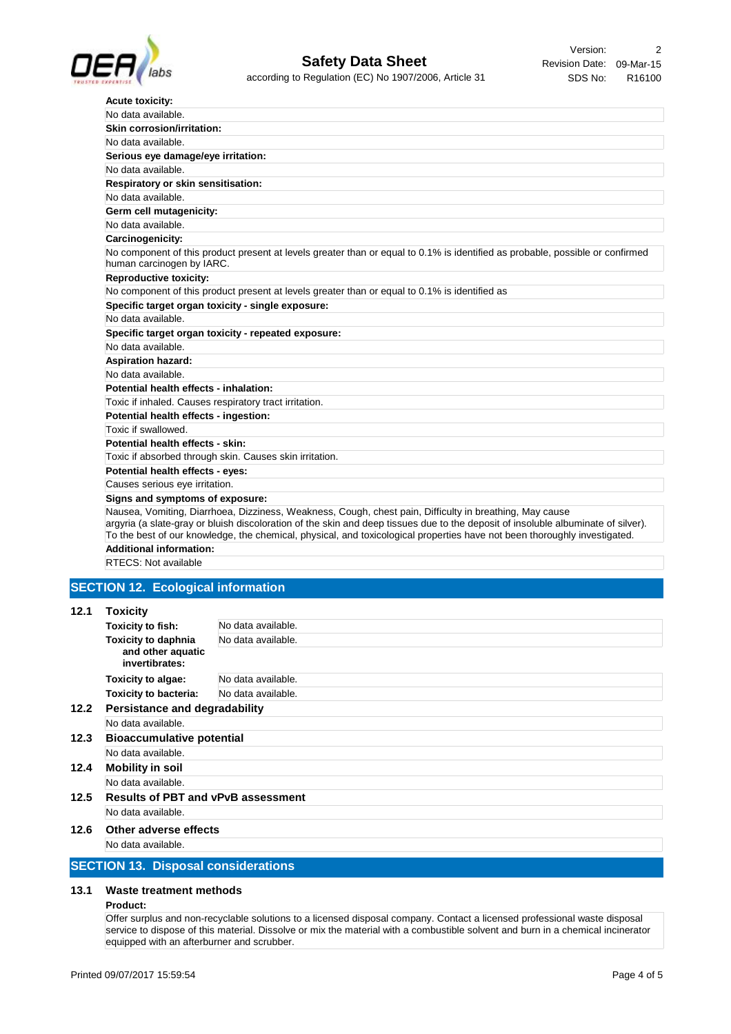**Acute toxicity:**

No data available.

**Skin corrosion/irritation:**

No data available.

**Serious eye damage/eye irritation:**

No data available.

**Respiratory or skin sensitisation:**

No data available.

**Germ cell mutagenicity:**

No data available.

**Carcinogenicity:**

No component of this product present at levels greater than or equal to 0.1% is identified as probable, possible or confirmed human carcinogen by IARC.

**Reproductive toxicity:**

No component of this product present at levels greater than or equal to 0.1% is identified as

**Specific target organ toxicity - single exposure:**

No data available.

**Specific target organ toxicity - repeated exposure:**

No data available.

**Aspiration hazard:**

No data available.

**Potential health effects - inhalation:**

Toxic if inhaled. Causes respiratory tract irritation.

**Potential health effects - ingestion:**

Toxic if swallowed.

**Potential health effects - skin:**

Toxic if absorbed through skin. Causes skin irritation.

**Potential health effects - eyes:**

Causes serious eye irritation.

**Signs and symptoms of exposure:**

Nausea, Vomiting, Diarrhoea, Dizziness, Weakness, Cough, chest pain, Difficulty in breathing, May cause argyria (a slate-gray or bluish discoloration of the skin and deep tissues due to the deposit of insoluble albuminate of silver). To the best of our knowledge, the chemical, physical, and toxicological properties have not been thoroughly investigated.

**Additional information:**

RTECS: Not available

## SECTION 12. Ecological information

### 12.1 Toxicity

| | |
|---|---|
| **Toxicity to fish:** | No data available. |
| **Toxicity to daphnia and other aquatic invertebrates:** | No data available. |
| **Toxicity to algae:** | No data available. |
| **Toxicity to bacteria:** | No data available. |

### 12.2 Persistance and degradability

No data available.

### 12.3 Bioaccumulative potential

No data available.

### 12.4 Mobility in soil

No data available.

### 12.5 Results of PBT and vPvB assessment

No data available.

### 12.6 Other adverse effects

No data available.

## SECTION 13. Disposal considerations

### 13.1 Waste treatment methods

**Product:**

Offer surplus and non-recyclable solutions to a licensed disposal company. Contact a licensed professional waste disposal service to dispose of this material. Dissolve or mix the material with a combustible solvent and burn in a chemical incinerator equipped with an afterburner and scrubber.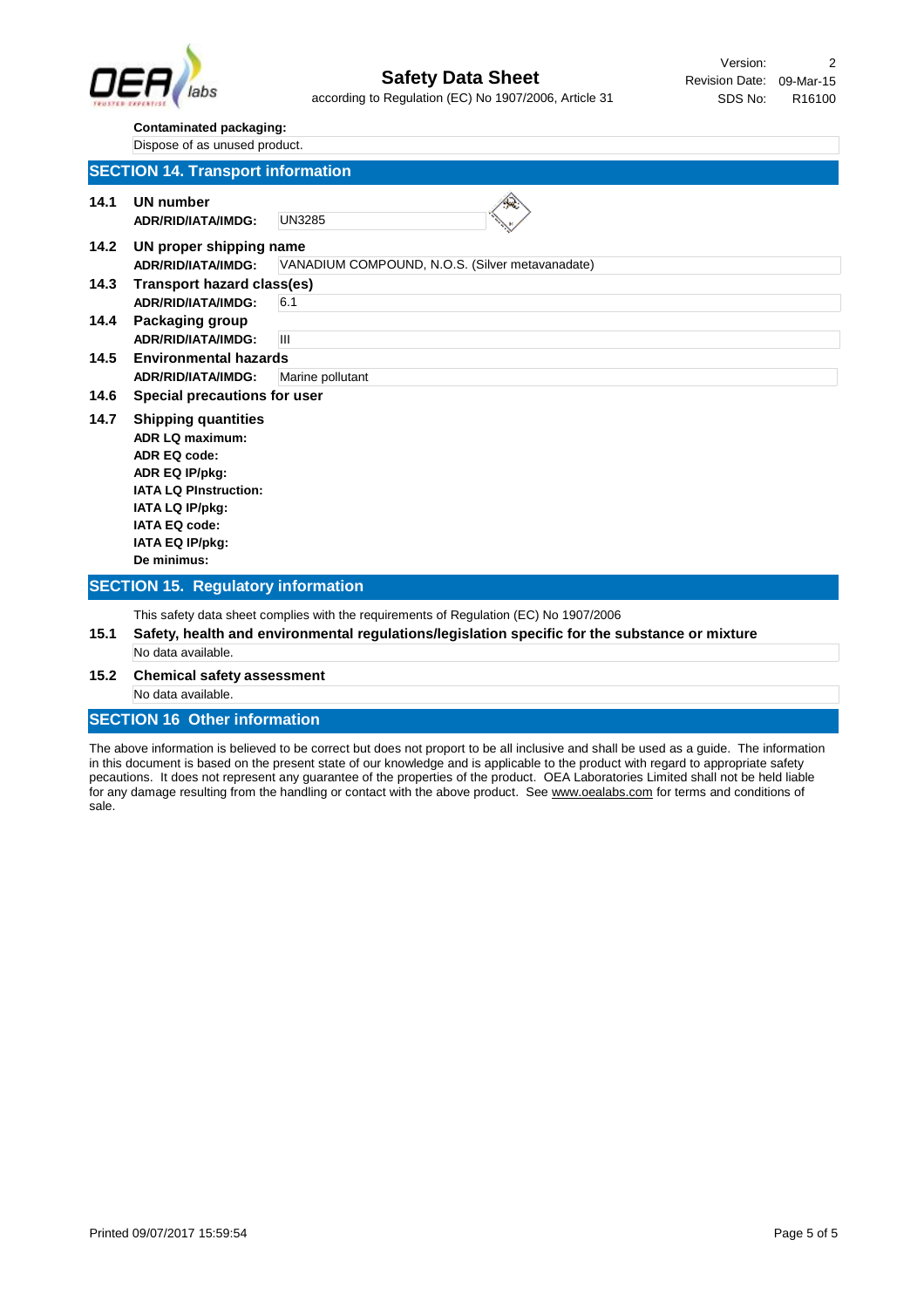**Contaminated packaging:**

Dispose of as unused product.

## SECTION 14. Transport information

**14.1 UN number**

**ADR/RID/IATA/IMDG:** UN3285

**14.2 UN proper shipping name**

**ADR/RID/IATA/IMDG:** VANADIUM COMPOUND, N.O.S. (Silver metavanadate)

**14.3 Transport hazard class(es)**

**ADR/RID/IATA/IMDG:** 6.1

**14.4 Packaging group**

**ADR/RID/IATA/IMDG:** III

**14.5 Environmental hazards**

**ADR/RID/IATA/IMDG:** Marine pollutant

**14.6 Special precautions for user**

**14.7 Shipping quantities**

**ADR LQ maximum:**
**ADR EQ code:**
**ADR EQ IP/pkg:**
**IATA LQ PInstruction:**
**IATA LQ IP/pkg:**
**IATA EQ code:**
**IATA EQ IP/pkg:**
**De minimus:**

## SECTION 15. Regulatory information

This safety data sheet complies with the requirements of Regulation (EC) No 1907/2006

**15.1 Safety, health and environmental regulations/legislation specific for the substance or mixture**

No data available.

**15.2 Chemical safety assessment**

No data available.

## SECTION 16 Other information

The above information is believed to be correct but does not proport to be all inclusive and shall be used as a guide. The information in this document is based on the present state of our knowledge and is applicable to the product with regard to appropriate safety pecautions. It does not represent any guarantee of the properties of the product. OEA Laboratories Limited shall not be held liable for any damage resulting from the handling or contact with the above product. See www.oealabs.com for terms and conditions of sale.

Printed 09/07/2017 15:59:54